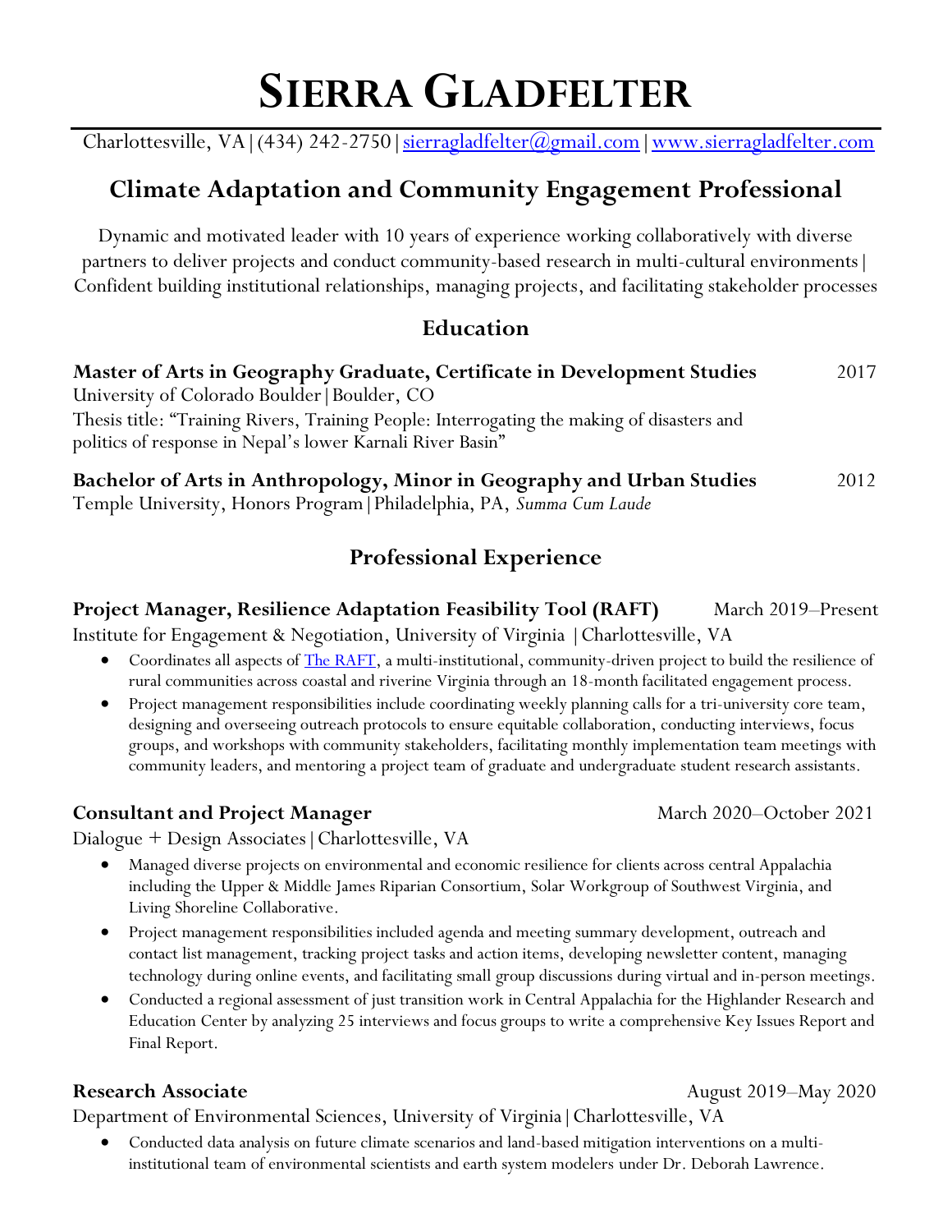# Sierra Gladfelter

Charlottesville, VA | (434) 242-2750 | [sierragladfelter@gmail.com](mailto:sierragladfelter@gmail.com) | [www.sierragladfelter.com](http://www.sierragladfelter.com)

## Climate Adaptation and Community Engagement Professional

Dynamic and motivated leader with 10 years of experience working collaboratively with diverse partners to deliver projects and conduct community-based research in multi-cultural environments | Confident building institutional relationships, managing projects, and facilitating stakeholder processes

## Education

**Master of Arts in Geography Graduate, Certificate in Development Studies** 2017
University of Colorado Boulder | Boulder, CO
Thesis title: "Training Rivers, Training People: Interrogating the making of disasters and politics of response in Nepal's lower Karnali River Basin"

**Bachelor of Arts in Anthropology, Minor in Geography and Urban Studies** 2012
Temple University, Honors Program | Philadelphia, PA, *Summa Cum Laude*

## Professional Experience

**Project Manager, Resilience Adaptation Feasibility Tool (RAFT)** March 2019–Present
Institute for Engagement & Negotiation, University of Virginia | Charlottesville, VA

- Coordinates all aspects of The RAFT, a multi-institutional, community-driven project to build the resilience of rural communities across coastal and riverine Virginia through an 18-month facilitated engagement process.
- Project management responsibilities include coordinating weekly planning calls for a tri-university core team, designing and overseeing outreach protocols to ensure equitable collaboration, conducting interviews, focus groups, and workshops with community stakeholders, facilitating monthly implementation team meetings with community leaders, and mentoring a project team of graduate and undergraduate student research assistants.

**Consultant and Project Manager** March 2020–October 2021
Dialogue + Design Associates | Charlottesville, VA

- Managed diverse projects on environmental and economic resilience for clients across central Appalachia including the Upper & Middle James Riparian Consortium, Solar Workgroup of Southwest Virginia, and Living Shoreline Collaborative.
- Project management responsibilities included agenda and meeting summary development, outreach and contact list management, tracking project tasks and action items, developing newsletter content, managing technology during online events, and facilitating small group discussions during virtual and in-person meetings.
- Conducted a regional assessment of just transition work in Central Appalachia for the Highlander Research and Education Center by analyzing 25 interviews and focus groups to write a comprehensive Key Issues Report and Final Report.

**Research Associate** August 2019–May 2020
Department of Environmental Sciences, University of Virginia | Charlottesville, VA

- Conducted data analysis on future climate scenarios and land-based mitigation interventions on a multi-institutional team of environmental scientists and earth system modelers under Dr. Deborah Lawrence.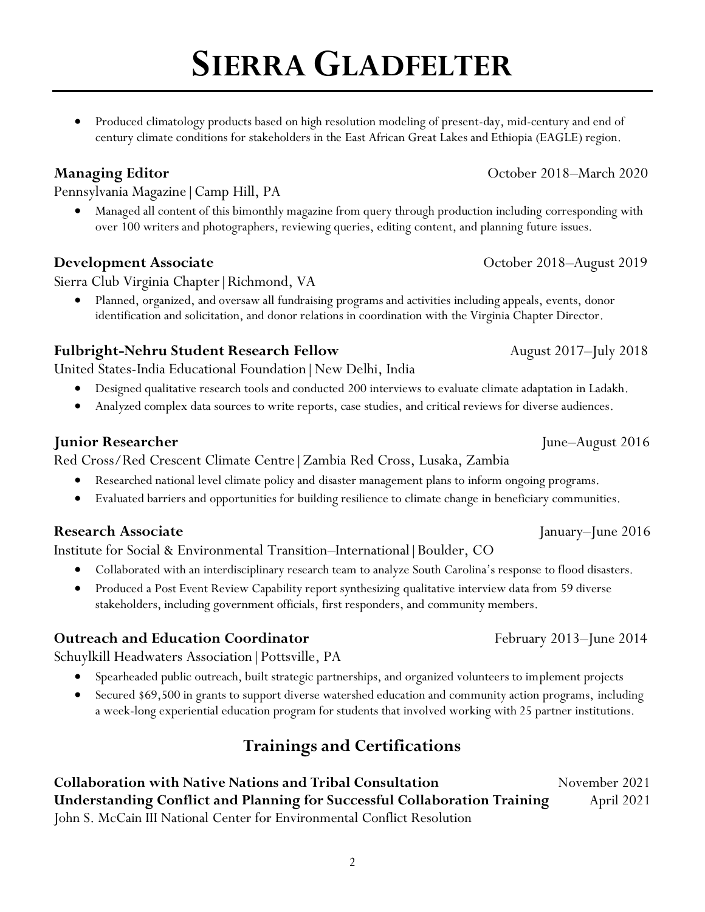- Produced climatology products based on high resolution modeling of present-day, mid-century and end of century climate conditions for stakeholders in the East African Great Lakes and Ethiopia (EAGLE) region.

**Managing Editor** October 2018–March 2020

Pennsylvania Magazine | Camp Hill, PA

- Managed all content of this bimonthly magazine from query through production including corresponding with over 100 writers and photographers, reviewing queries, editing content, and planning future issues.

**Development Associate** October 2018–August 2019

Sierra Club Virginia Chapter | Richmond, VA

- Planned, organized, and oversaw all fundraising programs and activities including appeals, events, donor identification and solicitation, and donor relations in coordination with the Virginia Chapter Director.

**Fulbright-Nehru Student Research Fellow** August 2017–July 2018

United States-India Educational Foundation | New Delhi, India

- Designed qualitative research tools and conducted 200 interviews to evaluate climate adaptation in Ladakh.
- Analyzed complex data sources to write reports, case studies, and critical reviews for diverse audiences.

**Junior Researcher** June–August 2016

Red Cross/Red Crescent Climate Centre | Zambia Red Cross, Lusaka, Zambia

- Researched national level climate policy and disaster management plans to inform ongoing programs.
- Evaluated barriers and opportunities for building resilience to climate change in beneficiary communities.

**Research Associate** January–June 2016

Institute for Social & Environmental Transition–International | Boulder, CO

- Collaborated with an interdisciplinary research team to analyze South Carolina's response to flood disasters.
- Produced a Post Event Review Capability report synthesizing qualitative interview data from 59 diverse stakeholders, including government officials, first responders, and community members.

**Outreach and Education Coordinator** February 2013–June 2014

Schuylkill Headwaters Association | Pottsville, PA

- Spearheaded public outreach, built strategic partnerships, and organized volunteers to implement projects
- Secured $69,500 in grants to support diverse watershed education and community action programs, including a week-long experiential education program for students that involved working with 25 partner institutions.

## Trainings and Certifications

**Collaboration with Native Nations and Tribal Consultation** November 2021

**Understanding Conflict and Planning for Successful Collaboration Training** April 2021

John S. McCain III National Center for Environmental Conflict Resolution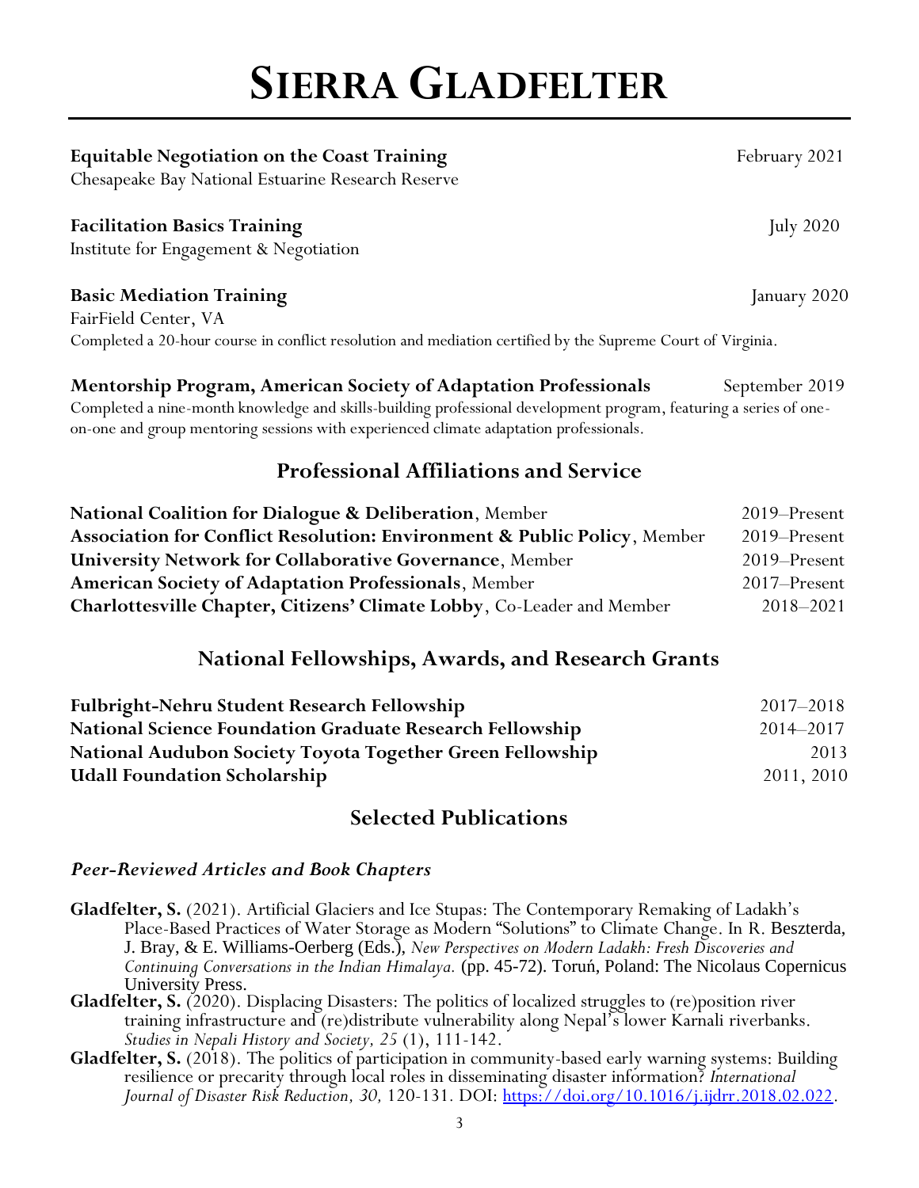# SIERRA GLADFELTER

**Equitable Negotiation on the Coast Training** February 2021
Chesapeake Bay National Estuarine Research Reserve

**Facilitation Basics Training** July 2020
Institute for Engagement & Negotiation

**Basic Mediation Training** January 2020
FairField Center, VA
Completed a 20-hour course in conflict resolution and mediation certified by the Supreme Court of Virginia.

**Mentorship Program, American Society of Adaptation Professionals** September 2019
Completed a nine-month knowledge and skills-building professional development program, featuring a series of one-on-one and group mentoring sessions with experienced climate adaptation professionals.

## Professional Affiliations and Service

**National Coalition for Dialogue & Deliberation**, Member 2019–Present
**Association for Conflict Resolution: Environment & Public Policy**, Member 2019–Present
**University Network for Collaborative Governance**, Member 2019–Present
**American Society of Adaptation Professionals**, Member 2017–Present
**Charlottesville Chapter, Citizens' Climate Lobby**, Co-Leader and Member 2018–2021

## National Fellowships, Awards, and Research Grants

**Fulbright-Nehru Student Research Fellowship** 2017–2018
**National Science Foundation Graduate Research Fellowship** 2014–2017
**National Audubon Society Toyota Together Green Fellowship** 2013
**Udall Foundation Scholarship** 2011, 2010

## Selected Publications

### *Peer-Reviewed Articles and Book Chapters*

**Gladfelter, S.** (2021). Artificial Glaciers and Ice Stupas: The Contemporary Remaking of Ladakh's Place-Based Practices of Water Storage as Modern "Solutions" to Climate Change. In R. Beszterda, J. Bray, & E. Williams-Oerberg (Eds.), *New Perspectives on Modern Ladakh: Fresh Discoveries and Continuing Conversations in the Indian Himalaya.* (pp. 45-72). Toruń, Poland: The Nicolaus Copernicus University Press.

**Gladfelter, S.** (2020). Displacing Disasters: The politics of localized struggles to (re)position river training infrastructure and (re)distribute vulnerability along Nepal's lower Karnali riverbanks. *Studies in Nepali History and Society, 25* (1), 111-142.

**Gladfelter, S.** (2018). The politics of participation in community-based early warning systems: Building resilience or precarity through local roles in disseminating disaster information? *International Journal of Disaster Risk Reduction, 30,* 120-131. DOI: https://doi.org/10.1016/j.ijdrr.2018.02.022.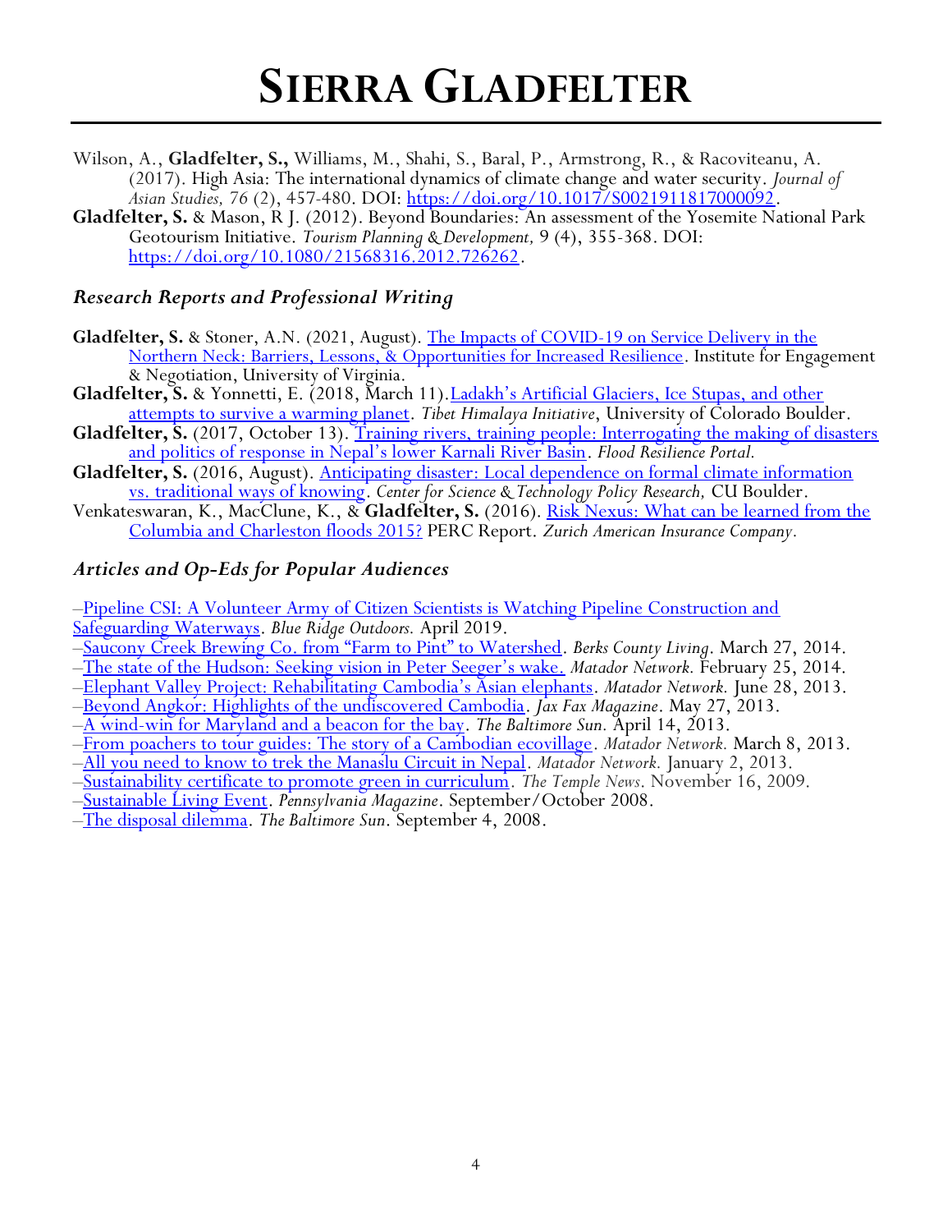Wilson, A., **Gladfelter, S.,** Williams, M., Shahi, S., Baral, P., Armstrong, R., & Racoviteanu, A. (2017). High Asia: The international dynamics of climate change and water security. *Journal of Asian Studies, 76* (2), 457-480. DOI: https://doi.org/10.1017/S0021911817000092.

**Gladfelter, S.** & Mason, R J. (2012). Beyond Boundaries: An assessment of the Yosemite National Park Geotourism Initiative. *Tourism Planning & Development,* 9 (4), 355-368. DOI: https://doi.org/10.1080/21568316.2012.726262.

### *Research Reports and Professional Writing*

**Gladfelter, S.** & Stoner, A.N. (2021, August). The Impacts of COVID-19 on Service Delivery in the Northern Neck: Barriers, Lessons, & Opportunities for Increased Resilience. Institute for Engagement & Negotiation, University of Virginia.

**Gladfelter, S.** & Yonnetti, E. (2018, March 11). Ladakh's Artificial Glaciers, Ice Stupas, and other attempts to survive a warming planet. *Tibet Himalaya Initiative*, University of Colorado Boulder.

**Gladfelter, S.** (2017, October 13). Training rivers, training people: Interrogating the making of disasters and politics of response in Nepal's lower Karnali River Basin. *Flood Resilience Portal.*

**Gladfelter, S.** (2016, August). Anticipating disaster: Local dependence on formal climate information vs. traditional ways of knowing. *Center for Science & Technology Policy Research,* CU Boulder.

Venkateswaran, K., MacClune, K., & **Gladfelter, S.** (2016). Risk Nexus: What can be learned from the Columbia and Charleston floods 2015? PERC Report. *Zurich American Insurance Company.*

### *Articles and Op-Eds for Popular Audiences*

–Pipeline CSI: A Volunteer Army of Citizen Scientists is Watching Pipeline Construction and Safeguarding Waterways. *Blue Ridge Outdoors.* April 2019.
–Saucony Creek Brewing Co. from "Farm to Pint" to Watershed. *Berks County Living*. March 27, 2014.
–The state of the Hudson: Seeking vision in Peter Seeger's wake. *Matador Network.* February 25, 2014.
–Elephant Valley Project: Rehabilitating Cambodia's Asian elephants. *Matador Network.* June 28, 2013.
–Beyond Angkor: Highlights of the undiscovered Cambodia. *Jax Fax Magazine*. May 27, 2013.
–A wind-win for Maryland and a beacon for the bay. *The Baltimore Sun.* April 14, 2013.
–From poachers to tour guides: The story of a Cambodian ecovillage. *Matador Network.* March 8, 2013.
–All you need to know to trek the Manaslu Circuit in Nepal. *Matador Network.* January 2, 2013.
–Sustainability certificate to promote green in curriculum. *The Temple News*. November 16, 2009.
–Sustainable Living Event. *Pennsylvania Magazine*. September/October 2008.
–The disposal dilemma. *The Baltimore Sun*. September 4, 2008.